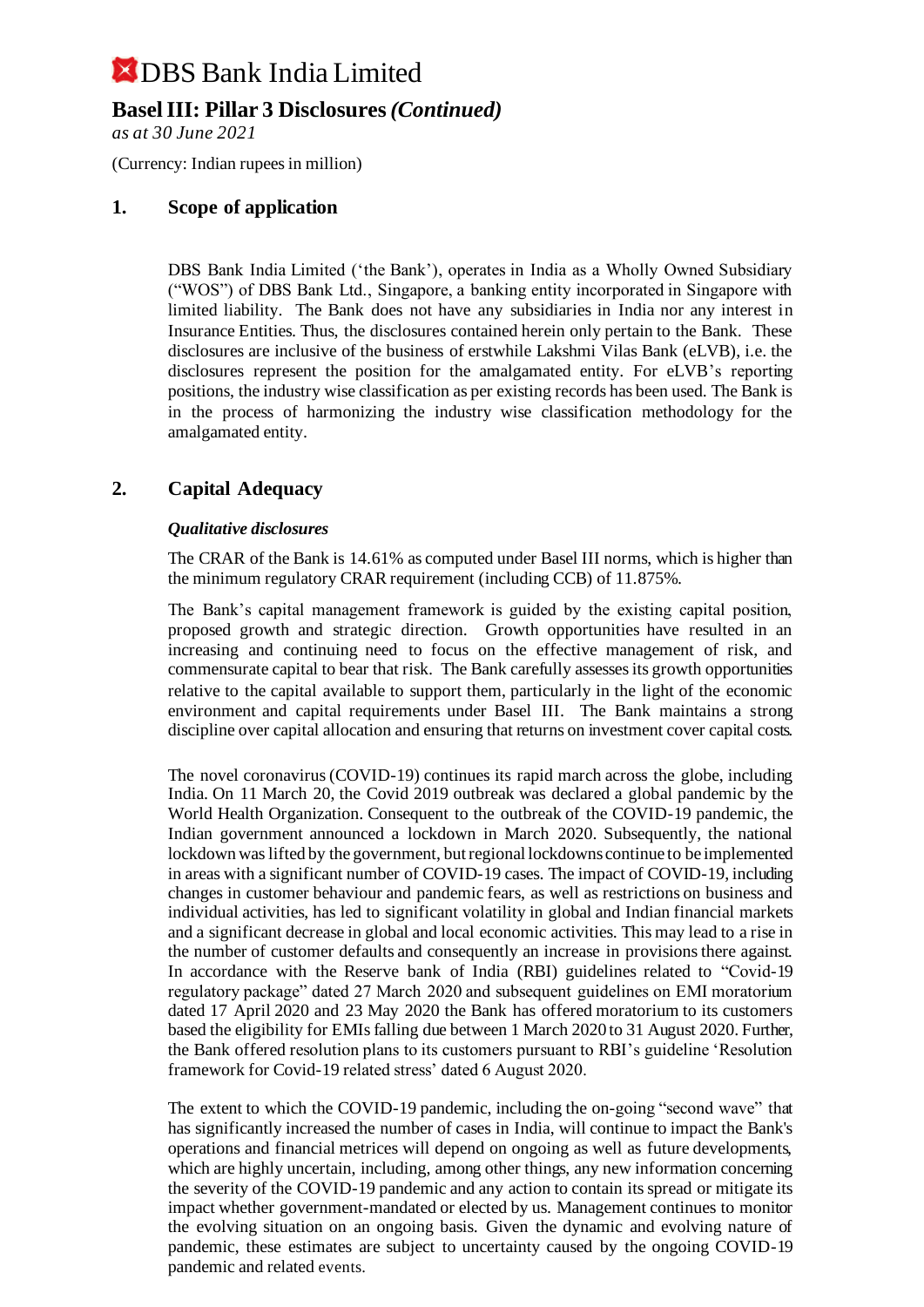# DBS Bank India Limited

## Basel III: Pillar 3 Disclosures *(Continued)*

*as at 30 June 2021*

(Currency: Indian rupees in million)

## 1. Scope of application

DBS Bank India Limited ('the Bank'), operates in India as a Wholly Owned Subsidiary ("WOS") of DBS Bank Ltd., Singapore, a banking entity incorporated in Singapore with limited liability. The Bank does not have any subsidiaries in India nor any interest in Insurance Entities. Thus, the disclosures contained herein only pertain to the Bank. These disclosures are inclusive of the business of erstwhile Lakshmi Vilas Bank (eLVB), i.e. the disclosures represent the position for the amalgamated entity. For eLVB's reporting positions, the industry wise classification as per existing records has been used. The Bank is in the process of harmonizing the industry wise classification methodology for the amalgamated entity.

## 2. Capital Adequacy

***Qualitative disclosures***

The CRAR of the Bank is 14.61% as computed under Basel III norms, which is higher than the minimum regulatory CRAR requirement (including CCB) of 11.875%.

The Bank's capital management framework is guided by the existing capital position, proposed growth and strategic direction. Growth opportunities have resulted in an increasing and continuing need to focus on the effective management of risk, and commensurate capital to bear that risk. The Bank carefully assesses its growth opportunities relative to the capital available to support them, particularly in the light of the economic environment and capital requirements under Basel III. The Bank maintains a strong discipline over capital allocation and ensuring that returns on investment cover capital costs.

The novel coronavirus (COVID-19) continues its rapid march across the globe, including India. On 11 March 20, the Covid 2019 outbreak was declared a global pandemic by the World Health Organization. Consequent to the outbreak of the COVID-19 pandemic, the Indian government announced a lockdown in March 2020. Subsequently, the national lockdown was lifted by the government, but regional lockdowns continue to be implemented in areas with a significant number of COVID-19 cases. The impact of COVID-19, including changes in customer behaviour and pandemic fears, as well as restrictions on business and individual activities, has led to significant volatility in global and Indian financial markets and a significant decrease in global and local economic activities. This may lead to a rise in the number of customer defaults and consequently an increase in provisions there against. In accordance with the Reserve bank of India (RBI) guidelines related to "Covid-19 regulatory package" dated 27 March 2020 and subsequent guidelines on EMI moratorium dated 17 April 2020 and 23 May 2020 the Bank has offered moratorium to its customers based the eligibility for EMIs falling due between 1 March 2020 to 31 August 2020. Further, the Bank offered resolution plans to its customers pursuant to RBI's guideline 'Resolution framework for Covid-19 related stress' dated 6 August 2020.

The extent to which the COVID-19 pandemic, including the on-going "second wave" that has significantly increased the number of cases in India, will continue to impact the Bank's operations and financial metrices will depend on ongoing as well as future developments, which are highly uncertain, including, among other things, any new information concerning the severity of the COVID-19 pandemic and any action to contain its spread or mitigate its impact whether government-mandated or elected by us. Management continues to monitor the evolving situation on an ongoing basis. Given the dynamic and evolving nature of pandemic, these estimates are subject to uncertainty caused by the ongoing COVID-19 pandemic and related events.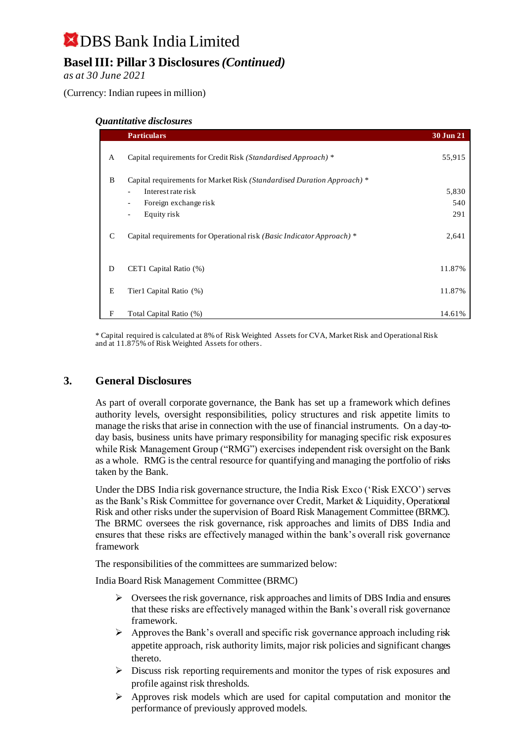# DBS Bank India Limited

## Basel III: Pillar 3 Disclosures *(Continued)*

*as at 30 June 2021*

(Currency: Indian rupees in million)

### *Quantitative disclosures*

| | Particulars | 30 Jun 21 |
|---|---|---|
| A | Capital requirements for Credit Risk *(Standardised Approach)* * | 55,915 |
| B | Capital requirements for Market Risk *(Standardised Duration Approach)* * | |
| | - Interest rate risk | 5,830 |
| | - Foreign exchange risk | 540 |
| | - Equity risk | 291 |
| C | Capital requirements for Operational risk *(Basic Indicator Approach)* * | 2,641 |
| D | CET1 Capital Ratio (%) | 11.87% |
| E | Tier1 Capital Ratio (%) | 11.87% |
| F | Total Capital Ratio (%) | 14.61% |

* Capital required is calculated at 8% of Risk Weighted Assets for CVA, Market Risk and Operational Risk and at 11.875% of Risk Weighted Assets for others.

## 3. General Disclosures

As part of overall corporate governance, the Bank has set up a framework which defines authority levels, oversight responsibilities, policy structures and risk appetite limits to manage the risks that arise in connection with the use of financial instruments. On a day-to-day basis, business units have primary responsibility for managing specific risk exposures while Risk Management Group ("RMG") exercises independent risk oversight on the Bank as a whole. RMG is the central resource for quantifying and managing the portfolio of risks taken by the Bank.

Under the DBS India risk governance structure, the India Risk Exco ('Risk EXCO') serves as the Bank's Risk Committee for governance over Credit, Market & Liquidity, Operational Risk and other risks under the supervision of Board Risk Management Committee (BRMC). The BRMC oversees the risk governance, risk approaches and limits of DBS India and ensures that these risks are effectively managed within the bank's overall risk governance framework

The responsibilities of the committees are summarized below:

India Board Risk Management Committee (BRMC)

- Oversees the risk governance, risk approaches and limits of DBS India and ensures that these risks are effectively managed within the Bank's overall risk governance framework.
- Approves the Bank's overall and specific risk governance approach including risk appetite approach, risk authority limits, major risk policies and significant changes thereto.
- Discuss risk reporting requirements and monitor the types of risk exposures and profile against risk thresholds.
- Approves risk models which are used for capital computation and monitor the performance of previously approved models.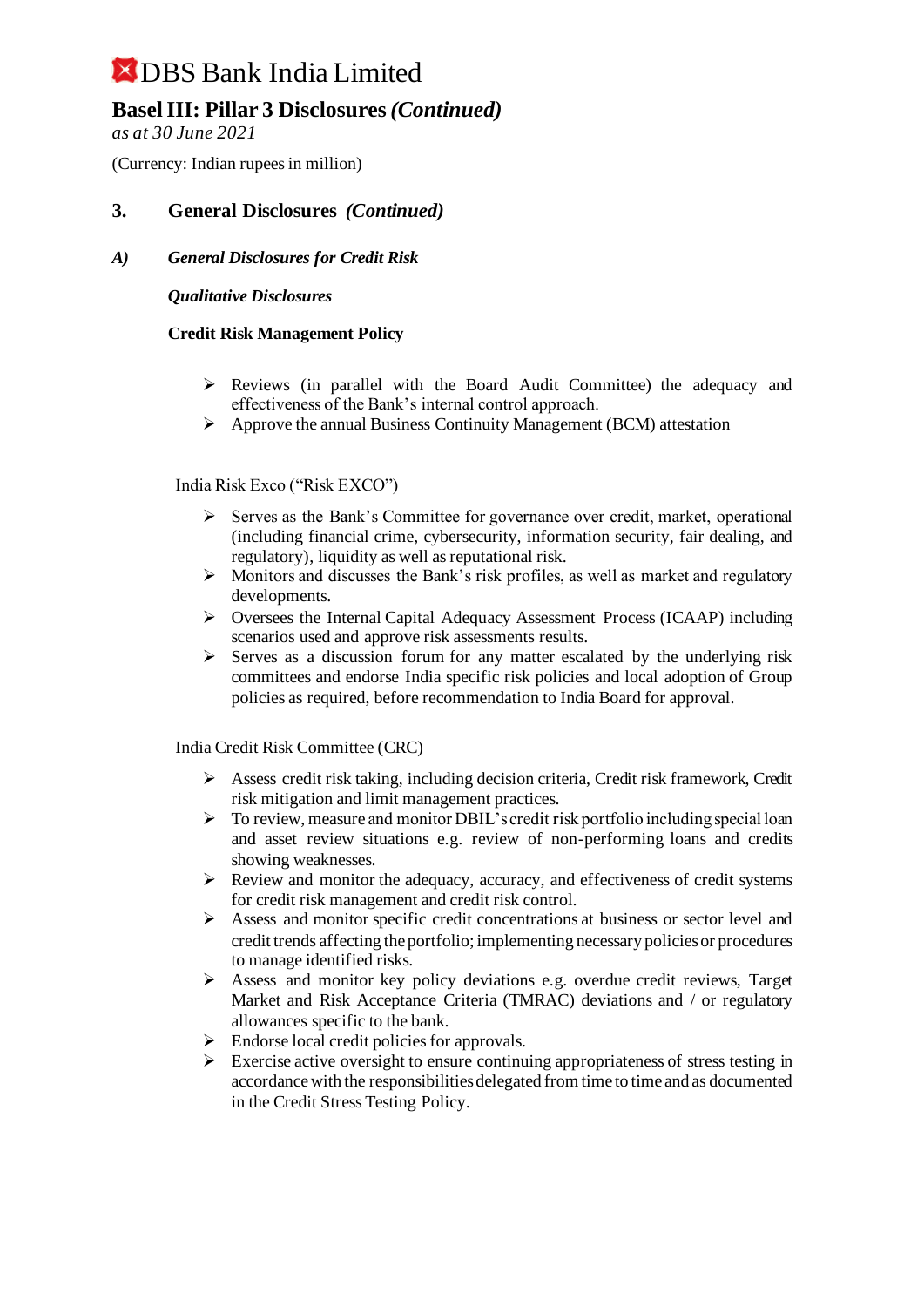# DBS Bank India Limited

## Basel III: Pillar 3 Disclosures *(Continued)*

*as at 30 June 2021*

(Currency: Indian rupees in million)

## 3. General Disclosures *(Continued)*

### *A) General Disclosures for Credit Risk*

***Qualitative Disclosures***

**Credit Risk Management Policy**

- Reviews (in parallel with the Board Audit Committee) the adequacy and effectiveness of the Bank's internal control approach.
- Approve the annual Business Continuity Management (BCM) attestation

India Risk Exco ("Risk EXCO")

- Serves as the Bank's Committee for governance over credit, market, operational (including financial crime, cybersecurity, information security, fair dealing, and regulatory), liquidity as well as reputational risk.
- Monitors and discusses the Bank's risk profiles, as well as market and regulatory developments.
- Oversees the Internal Capital Adequacy Assessment Process (ICAAP) including scenarios used and approve risk assessments results.
- Serves as a discussion forum for any matter escalated by the underlying risk committees and endorse India specific risk policies and local adoption of Group policies as required, before recommendation to India Board for approval.

India Credit Risk Committee (CRC)

- Assess credit risk taking, including decision criteria, Credit risk framework, Credit risk mitigation and limit management practices.
- To review, measure and monitor DBIL's credit risk portfolio including special loan and asset review situations e.g. review of non-performing loans and credits showing weaknesses.
- Review and monitor the adequacy, accuracy, and effectiveness of credit systems for credit risk management and credit risk control.
- Assess and monitor specific credit concentrations at business or sector level and credit trends affecting the portfolio; implementing necessary policies or procedures to manage identified risks.
- Assess and monitor key policy deviations e.g. overdue credit reviews, Target Market and Risk Acceptance Criteria (TMRAC) deviations and / or regulatory allowances specific to the bank.
- Endorse local credit policies for approvals.
- Exercise active oversight to ensure continuing appropriateness of stress testing in accordance with the responsibilities delegated from time to time and as documented in the Credit Stress Testing Policy.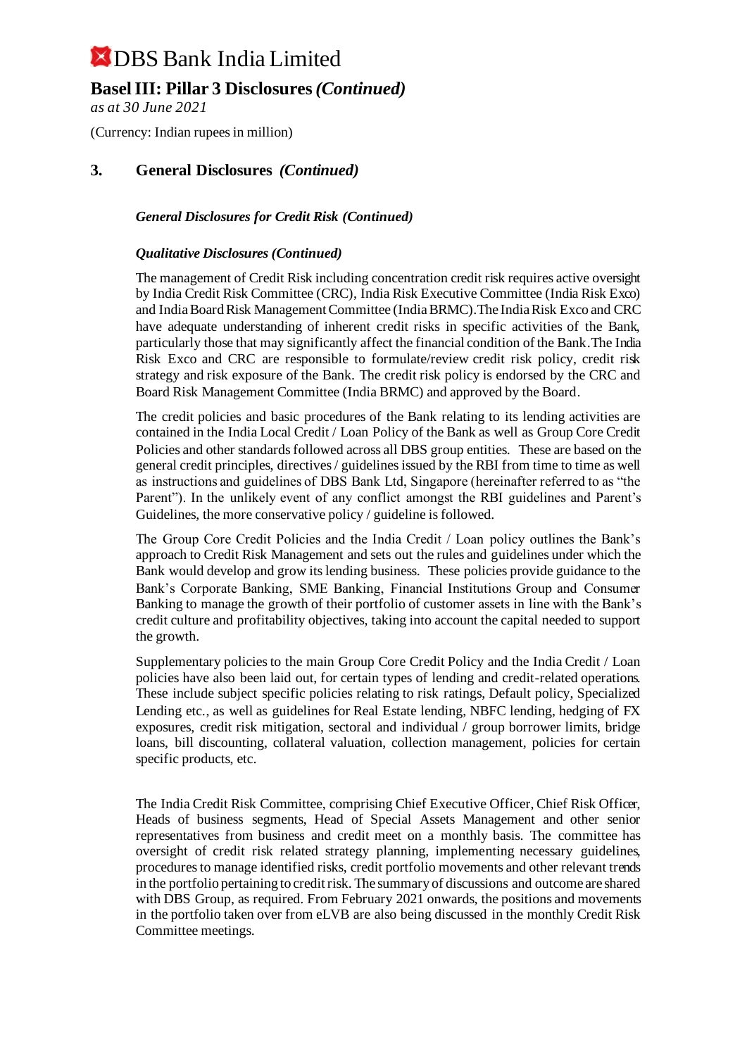# DBS Bank India Limited

## Basel III: Pillar 3 Disclosures *(Continued)*

*as at 30 June 2021*

(Currency: Indian rupees in million)

## 3. General Disclosures *(Continued)*

### *General Disclosures for Credit Risk (Continued)*

#### *Qualitative Disclosures (Continued)*

The management of Credit Risk including concentration credit risk requires active oversight by India Credit Risk Committee (CRC), India Risk Executive Committee (India Risk Exco) and India Board Risk Management Committee (India BRMC).The India Risk Exco and CRC have adequate understanding of inherent credit risks in specific activities of the Bank, particularly those that may significantly affect the financial condition of the Bank.The India Risk Exco and CRC are responsible to formulate/review credit risk policy, credit risk strategy and risk exposure of the Bank. The credit risk policy is endorsed by the CRC and Board Risk Management Committee (India BRMC) and approved by the Board.

The credit policies and basic procedures of the Bank relating to its lending activities are contained in the India Local Credit / Loan Policy of the Bank as well as Group Core Credit Policies and other standards followed across all DBS group entities. These are based on the general credit principles, directives / guidelines issued by the RBI from time to time as well as instructions and guidelines of DBS Bank Ltd, Singapore (hereinafter referred to as "the Parent"). In the unlikely event of any conflict amongst the RBI guidelines and Parent's Guidelines, the more conservative policy / guideline is followed.

The Group Core Credit Policies and the India Credit / Loan policy outlines the Bank's approach to Credit Risk Management and sets out the rules and guidelines under which the Bank would develop and grow its lending business. These policies provide guidance to the Bank's Corporate Banking, SME Banking, Financial Institutions Group and Consumer Banking to manage the growth of their portfolio of customer assets in line with the Bank's credit culture and profitability objectives, taking into account the capital needed to support the growth.

Supplementary policies to the main Group Core Credit Policy and the India Credit / Loan policies have also been laid out, for certain types of lending and credit-related operations. These include subject specific policies relating to risk ratings, Default policy, Specialized Lending etc., as well as guidelines for Real Estate lending, NBFC lending, hedging of FX exposures, credit risk mitigation, sectoral and individual / group borrower limits, bridge loans, bill discounting, collateral valuation, collection management, policies for certain specific products, etc.

The India Credit Risk Committee, comprising Chief Executive Officer, Chief Risk Officer, Heads of business segments, Head of Special Assets Management and other senior representatives from business and credit meet on a monthly basis. The committee has oversight of credit risk related strategy planning, implementing necessary guidelines, procedures to manage identified risks, credit portfolio movements and other relevant trends in the portfolio pertaining to credit risk. The summary of discussions and outcome are shared with DBS Group, as required. From February 2021 onwards, the positions and movements in the portfolio taken over from eLVB are also being discussed in the monthly Credit Risk Committee meetings.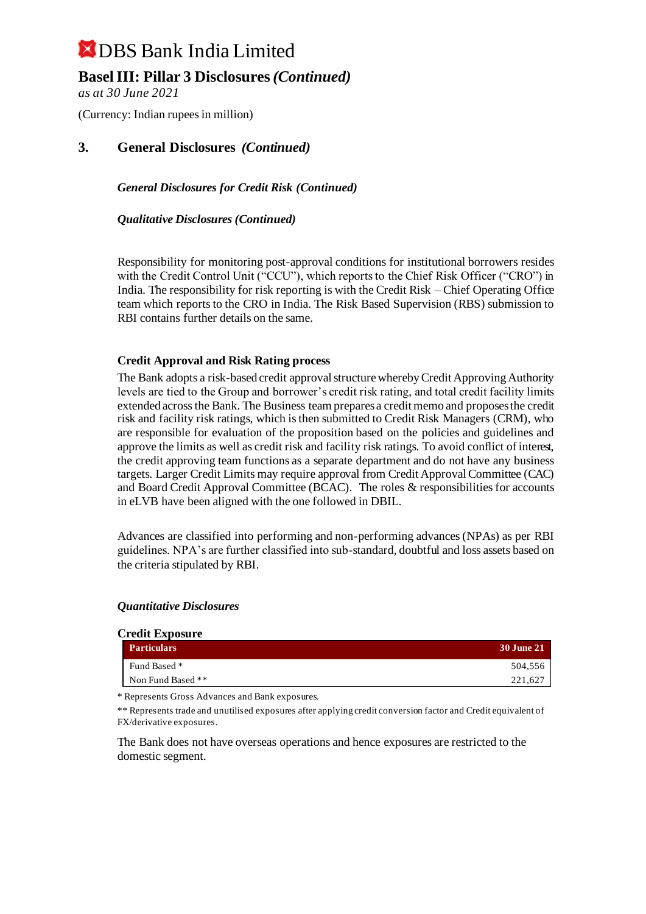# DBS Bank India Limited

## Basel III: Pillar 3 Disclosures *(Continued)*

*as at 30 June 2021*

(Currency: Indian rupees in million)

## 3. General Disclosures *(Continued)*

### *General Disclosures for Credit Risk (Continued)*

### *Qualitative Disclosures (Continued)*

Responsibility for monitoring post-approval conditions for institutional borrowers resides with the Credit Control Unit ("CCU"), which reports to the Chief Risk Officer ("CRO") in India. The responsibility for risk reporting is with the Credit Risk – Chief Operating Office team which reports to the CRO in India. The Risk Based Supervision (RBS) submission to RBI contains further details on the same.

**Credit Approval and Risk Rating process**

The Bank adopts a risk-based credit approval structure whereby Credit Approving Authority levels are tied to the Group and borrower's credit risk rating, and total credit facility limits extended across the Bank. The Business team prepares a credit memo and proposes the credit risk and facility risk ratings, which is then submitted to Credit Risk Managers (CRM), who are responsible for evaluation of the proposition based on the policies and guidelines and approve the limits as well as credit risk and facility risk ratings. To avoid conflict of interest, the credit approving team functions as a separate department and do not have any business targets. Larger Credit Limits may require approval from Credit Approval Committee (CAC) and Board Credit Approval Committee (BCAC). The roles & responsibilities for accounts in eLVB have been aligned with the one followed in DBIL.

Advances are classified into performing and non-performing advances (NPAs) as per RBI guidelines. NPA's are further classified into sub-standard, doubtful and loss assets based on the criteria stipulated by RBI.

### *Quantitative Disclosures*

**Credit Exposure**

| Particulars | 30 June 21 |
|---|---|
| Fund Based * | 504,556 |
| Non Fund Based ** | 221,627 |

* Represents Gross Advances and Bank exposures.

** Represents trade and unutilised exposures after applying credit conversion factor and Credit equivalent of FX/derivative exposures.

The Bank does not have overseas operations and hence exposures are restricted to the domestic segment.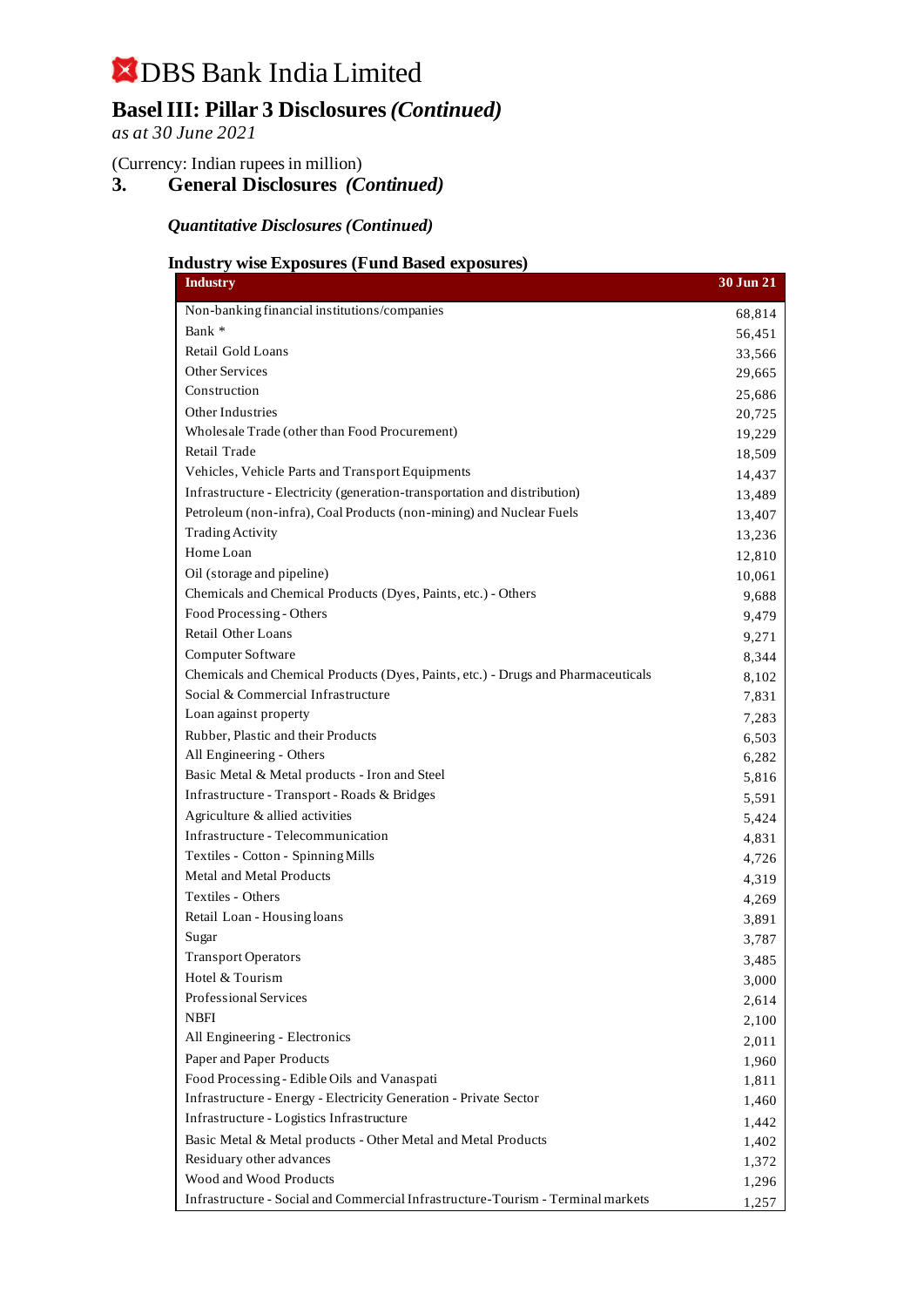# DBS Bank India Limited

## Basel III: Pillar 3 Disclosures *(Continued)*

*as at 30 June 2021*

(Currency: Indian rupees in million)

## 3. General Disclosures *(Continued)*

### *Quantitative Disclosures (Continued)*

#### Industry wise Exposures (Fund Based exposures)

| Industry | 30 Jun 21 |
|---|---|
| Non-banking financial institutions/companies | 68,814 |
| Bank * | 56,451 |
| Retail Gold Loans | 33,566 |
| Other Services | 29,665 |
| Construction | 25,686 |
| Other Industries | 20,725 |
| Wholesale Trade (other than Food Procurement) | 19,229 |
| Retail Trade | 18,509 |
| Vehicles, Vehicle Parts and Transport Equipments | 14,437 |
| Infrastructure - Electricity (generation-transportation and distribution) | 13,489 |
| Petroleum (non-infra), Coal Products (non-mining) and Nuclear Fuels | 13,407 |
| Trading Activity | 13,236 |
| Home Loan | 12,810 |
| Oil (storage and pipeline) | 10,061 |
| Chemicals and Chemical Products (Dyes, Paints, etc.) - Others | 9,688 |
| Food Processing - Others | 9,479 |
| Retail Other Loans | 9,271 |
| Computer Software | 8,344 |
| Chemicals and Chemical Products (Dyes, Paints, etc.) - Drugs and Pharmaceuticals | 8,102 |
| Social & Commercial Infrastructure | 7,831 |
| Loan against property | 7,283 |
| Rubber, Plastic and their Products | 6,503 |
| All Engineering - Others | 6,282 |
| Basic Metal & Metal products - Iron and Steel | 5,816 |
| Infrastructure - Transport - Roads & Bridges | 5,591 |
| Agriculture & allied activities | 5,424 |
| Infrastructure - Telecommunication | 4,831 |
| Textiles - Cotton - Spinning Mills | 4,726 |
| Metal and Metal Products | 4,319 |
| Textiles - Others | 4,269 |
| Retail Loan - Housing loans | 3,891 |
| Sugar | 3,787 |
| Transport Operators | 3,485 |
| Hotel & Tourism | 3,000 |
| Professional Services | 2,614 |
| NBFI | 2,100 |
| All Engineering - Electronics | 2,011 |
| Paper and Paper Products | 1,960 |
| Food Processing - Edible Oils and Vanaspati | 1,811 |
| Infrastructure - Energy - Electricity Generation - Private Sector | 1,460 |
| Infrastructure - Logistics Infrastructure | 1,442 |
| Basic Metal & Metal products - Other Metal and Metal Products | 1,402 |
| Residuary other advances | 1,372 |
| Wood and Wood Products | 1,296 |
| Infrastructure - Social and Commercial Infrastructure-Tourism - Terminal markets | 1,257 |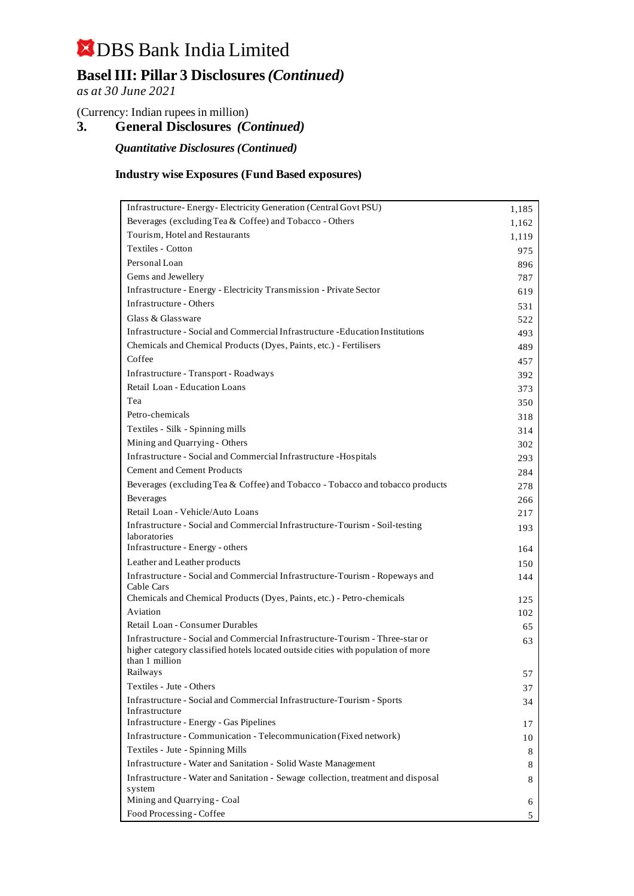# DBS Bank India Limited

## Basel III: Pillar 3 Disclosures *(Continued)*

*as at 30 June 2021*

(Currency: Indian rupees in million)

## 3. General Disclosures *(Continued)*

### *Quantitative Disclosures (Continued)*

### Industry wise Exposures (Fund Based exposures)

| | |
|---|---:|
| Infrastructure- Energy- Electricity Generation (Central Govt PSU) | 1,185 |
| Beverages (excluding Tea & Coffee) and Tobacco - Others | 1,162 |
| Tourism, Hotel and Restaurants | 1,119 |
| Textiles - Cotton | 975 |
| Personal Loan | 896 |
| Gems and Jewellery | 787 |
| Infrastructure - Energy - Electricity Transmission - Private Sector | 619 |
| Infrastructure - Others | 531 |
| Glass & Glassware | 522 |
| Infrastructure - Social and Commercial Infrastructure -Education Institutions | 493 |
| Chemicals and Chemical Products (Dyes, Paints, etc.) - Fertilisers | 489 |
| Coffee | 457 |
| Infrastructure - Transport - Roadways | 392 |
| Retail Loan - Education Loans | 373 |
| Tea | 350 |
| Petro-chemicals | 318 |
| Textiles - Silk - Spinning mills | 314 |
| Mining and Quarrying - Others | 302 |
| Infrastructure - Social and Commercial Infrastructure -Hospitals | 293 |
| Cement and Cement Products | 284 |
| Beverages (excluding Tea & Coffee) and Tobacco - Tobacco and tobacco products | 278 |
| Beverages | 266 |
| Retail Loan - Vehicle/Auto Loans | 217 |
| Infrastructure - Social and Commercial Infrastructure-Tourism - Soil-testing laboratories | 193 |
| Infrastructure - Energy - others | 164 |
| Leather and Leather products | 150 |
| Infrastructure - Social and Commercial Infrastructure-Tourism - Ropeways and Cable Cars | 144 |
| Chemicals and Chemical Products (Dyes, Paints, etc.) - Petro-chemicals | 125 |
| Aviation | 102 |
| Retail Loan - Consumer Durables | 65 |
| Infrastructure - Social and Commercial Infrastructure-Tourism - Three-star or higher category classified hotels located outside cities with population of more than 1 million | 63 |
| Railways | 57 |
| Textiles - Jute - Others | 37 |
| Infrastructure - Social and Commercial Infrastructure-Tourism - Sports Infrastructure | 34 |
| Infrastructure - Energy - Gas Pipelines | 17 |
| Infrastructure - Communication - Telecommunication (Fixed network) | 10 |
| Textiles - Jute - Spinning Mills | 8 |
| Infrastructure - Water and Sanitation - Solid Waste Management | 8 |
| Infrastructure - Water and Sanitation - Sewage collection, treatment and disposal system | 8 |
| Mining and Quarrying - Coal | 6 |
| Food Processing - Coffee | 5 |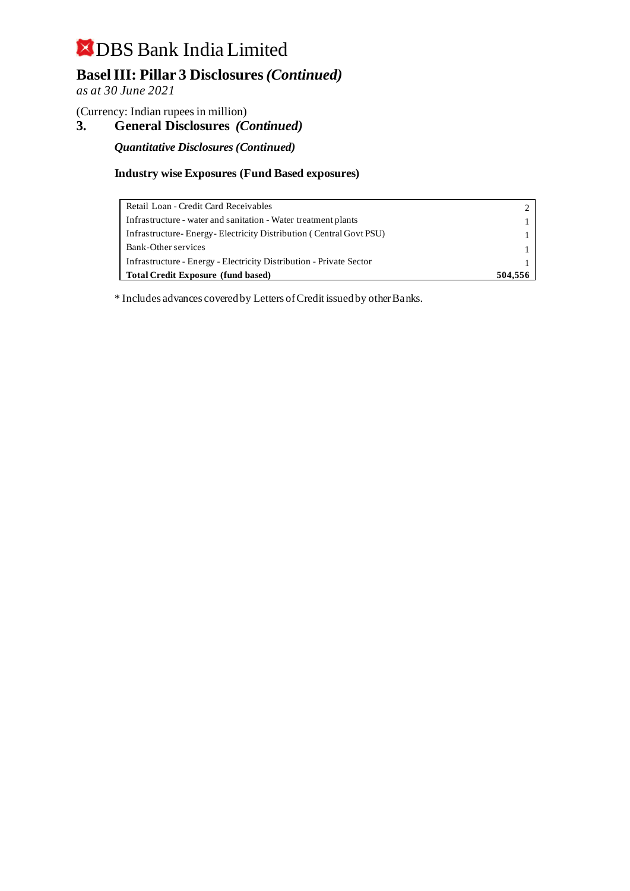# DBS Bank India Limited

## Basel III: Pillar 3 Disclosures *(Continued)*

*as at 30 June 2021*

(Currency: Indian rupees in million)

### 3. General Disclosures *(Continued)*

***Quantitative Disclosures (Continued)***

**Industry wise Exposures (Fund Based exposures)**

| | |
|---|---|
| Retail Loan - Credit Card Receivables | 2 |
| Infrastructure - water and sanitation - Water treatment plants | 1 |
| Infrastructure- Energy- Electricity Distribution ( Central Govt PSU) | 1 |
| Bank-Other services | 1 |
| Infrastructure - Energy - Electricity Distribution - Private Sector | 1 |
| **Total Credit Exposure (fund based)** | **504,556** |

* Includes advances covered by Letters of Credit issued by other Banks.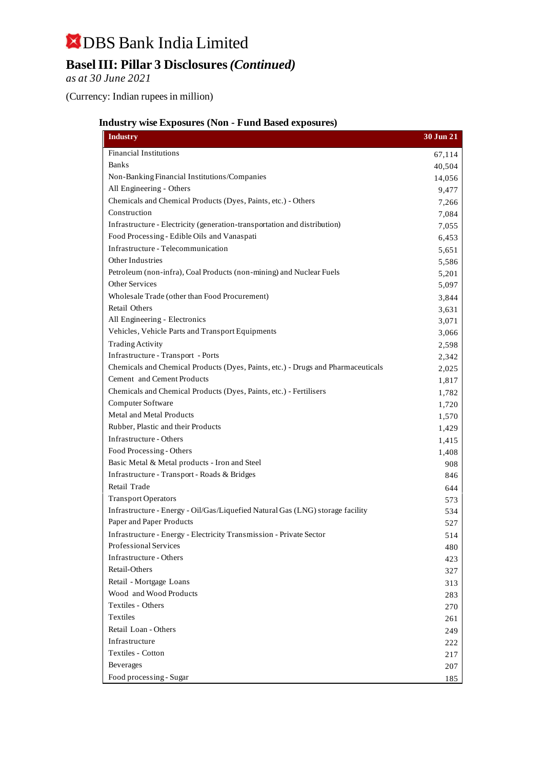# DBS Bank India Limited

## Basel III: Pillar 3 Disclosures *(Continued)*

*as at 30 June 2021*

(Currency: Indian rupees in million)

### Industry wise Exposures (Non - Fund Based exposures)

| Industry | 30 Jun 21 |
|---|---|
| Financial Institutions | 67,114 |
| Banks | 40,504 |
| Non-Banking Financial Institutions/Companies | 14,056 |
| All Engineering - Others | 9,477 |
| Chemicals and Chemical Products (Dyes, Paints, etc.) - Others | 7,266 |
| Construction | 7,084 |
| Infrastructure - Electricity (generation-transportation and distribution) | 7,055 |
| Food Processing - Edible Oils and Vanaspati | 6,453 |
| Infrastructure - Telecommunication | 5,651 |
| Other Industries | 5,586 |
| Petroleum (non-infra), Coal Products (non-mining) and Nuclear Fuels | 5,201 |
| Other Services | 5,097 |
| Wholesale Trade (other than Food Procurement) | 3,844 |
| Retail Others | 3,631 |
| All Engineering - Electronics | 3,071 |
| Vehicles, Vehicle Parts and Transport Equipments | 3,066 |
| Trading Activity | 2,598 |
| Infrastructure - Transport - Ports | 2,342 |
| Chemicals and Chemical Products (Dyes, Paints, etc.) - Drugs and Pharmaceuticals | 2,025 |
| Cement and Cement Products | 1,817 |
| Chemicals and Chemical Products (Dyes, Paints, etc.) - Fertilisers | 1,782 |
| Computer Software | 1,720 |
| Metal and Metal Products | 1,570 |
| Rubber, Plastic and their Products | 1,429 |
| Infrastructure - Others | 1,415 |
| Food Processing - Others | 1,408 |
| Basic Metal & Metal products - Iron and Steel | 908 |
| Infrastructure - Transport - Roads & Bridges | 846 |
| Retail Trade | 644 |
| Transport Operators | 573 |
| Infrastructure - Energy - Oil/Gas/Liquefied Natural Gas (LNG) storage facility | 534 |
| Paper and Paper Products | 527 |
| Infrastructure - Energy - Electricity Transmission - Private Sector | 514 |
| Professional Services | 480 |
| Infrastructure - Others | 423 |
| Retail-Others | 327 |
| Retail - Mortgage Loans | 313 |
| Wood and Wood Products | 283 |
| Textiles - Others | 270 |
| Textiles | 261 |
| Retail Loan - Others | 249 |
| Infrastructure | 222 |
| Textiles - Cotton | 217 |
| Beverages | 207 |
| Food processing - Sugar | 185 |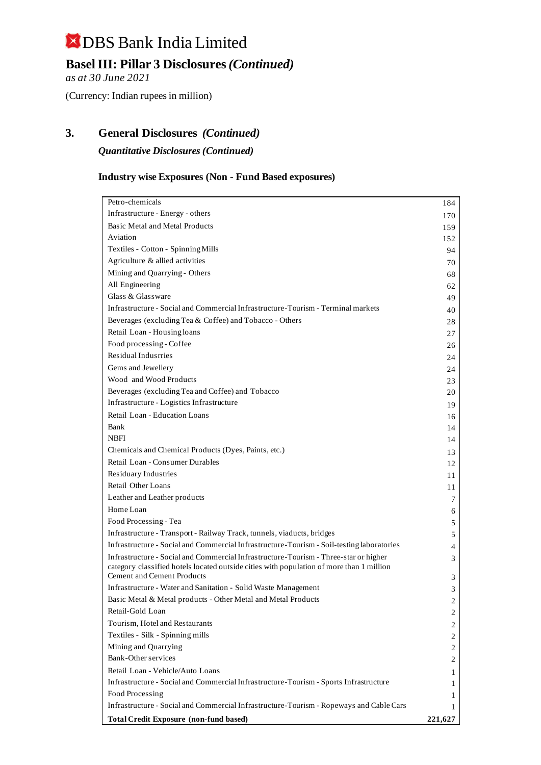# DBS Bank India Limited

## Basel III: Pillar 3 Disclosures *(Continued)*

*as at 30 June 2021*

(Currency: Indian rupees in million)

## 3. General Disclosures *(Continued)*

### *Quantitative Disclosures (Continued)*

#### Industry wise Exposures (Non - Fund Based exposures)

| | |
|---|---|
| Petro-chemicals | 184 |
| Infrastructure - Energy - others | 170 |
| Basic Metal and Metal Products | 159 |
| Aviation | 152 |
| Textiles - Cotton - Spinning Mills | 94 |
| Agriculture & allied activities | 70 |
| Mining and Quarrying - Others | 68 |
| All Engineering | 62 |
| Glass & Glassware | 49 |
| Infrastructure - Social and Commercial Infrastructure-Tourism - Terminal markets | 40 |
| Beverages (excluding Tea & Coffee) and Tobacco - Others | 28 |
| Retail Loan - Housing loans | 27 |
| Food processing - Coffee | 26 |
| Residual Indusrries | 24 |
| Gems and Jewellery | 24 |
| Wood and Wood Products | 23 |
| Beverages (excluding Tea and Coffee) and Tobacco | 20 |
| Infrastructure - Logistics Infrastructure | 19 |
| Retail Loan - Education Loans | 16 |
| Bank | 14 |
| NBFI | 14 |
| Chemicals and Chemical Products (Dyes, Paints, etc.) | 13 |
| Retail Loan - Consumer Durables | 12 |
| Residuary Industries | 11 |
| Retail Other Loans | 11 |
| Leather and Leather products | 7 |
| Home Loan | 6 |
| Food Processing - Tea | 5 |
| Infrastructure - Transport - Railway Track, tunnels, viaducts, bridges | 5 |
| Infrastructure - Social and Commercial Infrastructure-Tourism - Soil-testing laboratories | 4 |
| Infrastructure - Social and Commercial Infrastructure-Tourism - Three-star or higher category classified hotels located outside cities with population of more than 1 million | 3 |
| Cement and Cement Products | 3 |
| Infrastructure - Water and Sanitation - Solid Waste Management | 3 |
| Basic Metal & Metal products - Other Metal and Metal Products | 2 |
| Retail-Gold Loan | 2 |
| Tourism, Hotel and Restaurants | 2 |
| Textiles - Silk - Spinning mills | 2 |
| Mining and Quarrying | 2 |
| Bank-Other services | 2 |
| Retail Loan - Vehicle/Auto Loans | 1 |
| Infrastructure - Social and Commercial Infrastructure-Tourism - Sports Infrastructure | 1 |
| Food Processing | 1 |
| Infrastructure - Social and Commercial Infrastructure-Tourism - Ropeways and Cable Cars | 1 |
| **Total Credit Exposure (non-fund based)** | **221,627** |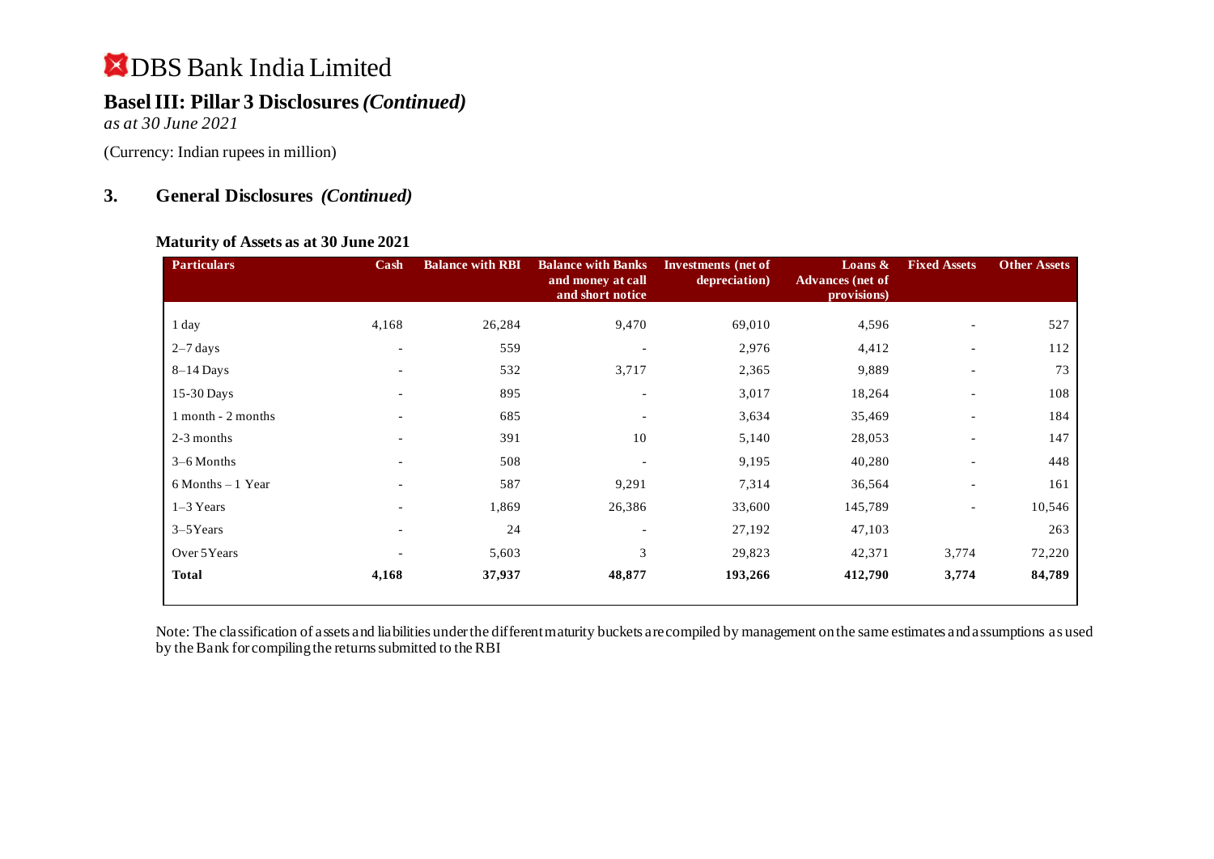# DBS Bank India Limited

## Basel III: Pillar 3 Disclosures *(Continued)*

*as at 30 June 2021*

(Currency: Indian rupees in million)

## 3. General Disclosures *(Continued)*

### Maturity of Assets as at 30 June 2021

| Particulars | Cash | Balance with RBI | Balance with Banks and money at call and short notice | Investments (net of depreciation) | Loans & Advances (net of provisions) | Fixed Assets | Other Assets |
|---|---|---|---|---|---|---|---|
| 1 day | 4,168 | 26,284 | 9,470 | 69,010 | 4,596 | - | 527 |
| 2–7 days | - | 559 | - | 2,976 | 4,412 | - | 112 |
| 8–14 Days | - | 532 | 3,717 | 2,365 | 9,889 | - | 73 |
| 15-30 Days | - | 895 | - | 3,017 | 18,264 | - | 108 |
| 1 month - 2 months | - | 685 | - | 3,634 | 35,469 | - | 184 |
| 2-3 months | - | 391 | 10 | 5,140 | 28,053 | - | 147 |
| 3–6 Months | - | 508 | - | 9,195 | 40,280 | - | 448 |
| 6 Months – 1 Year | - | 587 | 9,291 | 7,314 | 36,564 | - | 161 |
| 1–3 Years | - | 1,869 | 26,386 | 33,600 | 145,789 | - | 10,546 |
| 3–5Years | - | 24 | - | 27,192 | 47,103 | | 263 |
| Over 5Years | - | 5,603 | 3 | 29,823 | 42,371 | 3,774 | 72,220 |
| **Total** | **4,168** | **37,937** | **48,877** | **193,266** | **412,790** | **3,774** | **84,789** |

Note: The classification of assets and liabilities under the different maturity buckets are compiled by management on the same estimates and assumptions as used by the Bank for compiling the returns submitted to the RBI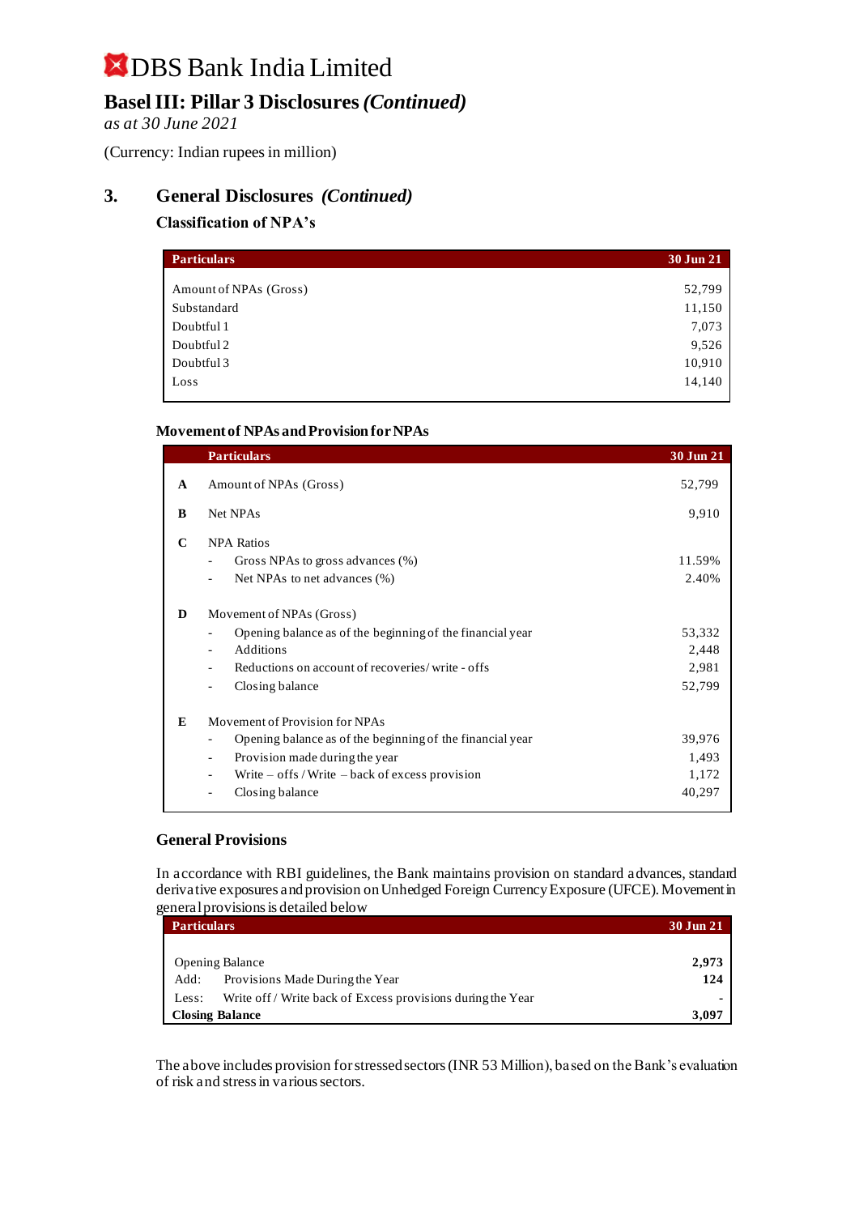# DBS Bank India Limited

## Basel III: Pillar 3 Disclosures *(Continued)*

*as at 30 June 2021*

(Currency: Indian rupees in million)

## 3. General Disclosures *(Continued)*

### Classification of NPA's

| Particulars | 30 Jun 21 |
|---|---|
| Amount of NPAs (Gross) | 52,799 |
| Substandard | 11,150 |
| Doubtful 1 | 7,073 |
| Doubtful 2 | 9,526 |
| Doubtful 3 | 10,910 |
| Loss | 14,140 |

### Movement of NPAs and Provision for NPAs

| | Particulars | 30 Jun 21 |
|---|---|---|
| **A** | Amount of NPAs (Gross) | 52,799 |
| **B** | Net NPAs | 9,910 |
| **C** | NPA Ratios | |
| | - Gross NPAs to gross advances (%) | 11.59% |
| | - Net NPAs to net advances (%) | 2.40% |
| **D** | Movement of NPAs (Gross) | |
| | - Opening balance as of the beginning of the financial year | 53,332 |
| | - Additions | 2,448 |
| | - Reductions on account of recoveries/ write - offs | 2,981 |
| | - Closing balance | 52,799 |
| **E** | Movement of Provision for NPAs | |
| | - Opening balance as of the beginning of the financial year | 39,976 |
| | - Provision made during the year | 1,493 |
| | - Write – offs / Write – back of excess provision | 1,172 |
| | - Closing balance | 40,297 |

### General Provisions

In accordance with RBI guidelines, the Bank maintains provision on standard advances, standard derivative exposures and provision on Unhedged Foreign Currency Exposure (UFCE). Movement in general provisions is detailed below

| Particulars | 30 Jun 21 |
|---|---|
| Opening Balance | **2,973** |
| Add: Provisions Made During the Year | **124** |
| Less: Write off / Write back of Excess provisions during the Year | **-** |
| **Closing Balance** | **3,097** |

The above includes provision for stressed sectors (INR 53 Million), based on the Bank's evaluation of risk and stress in various sectors.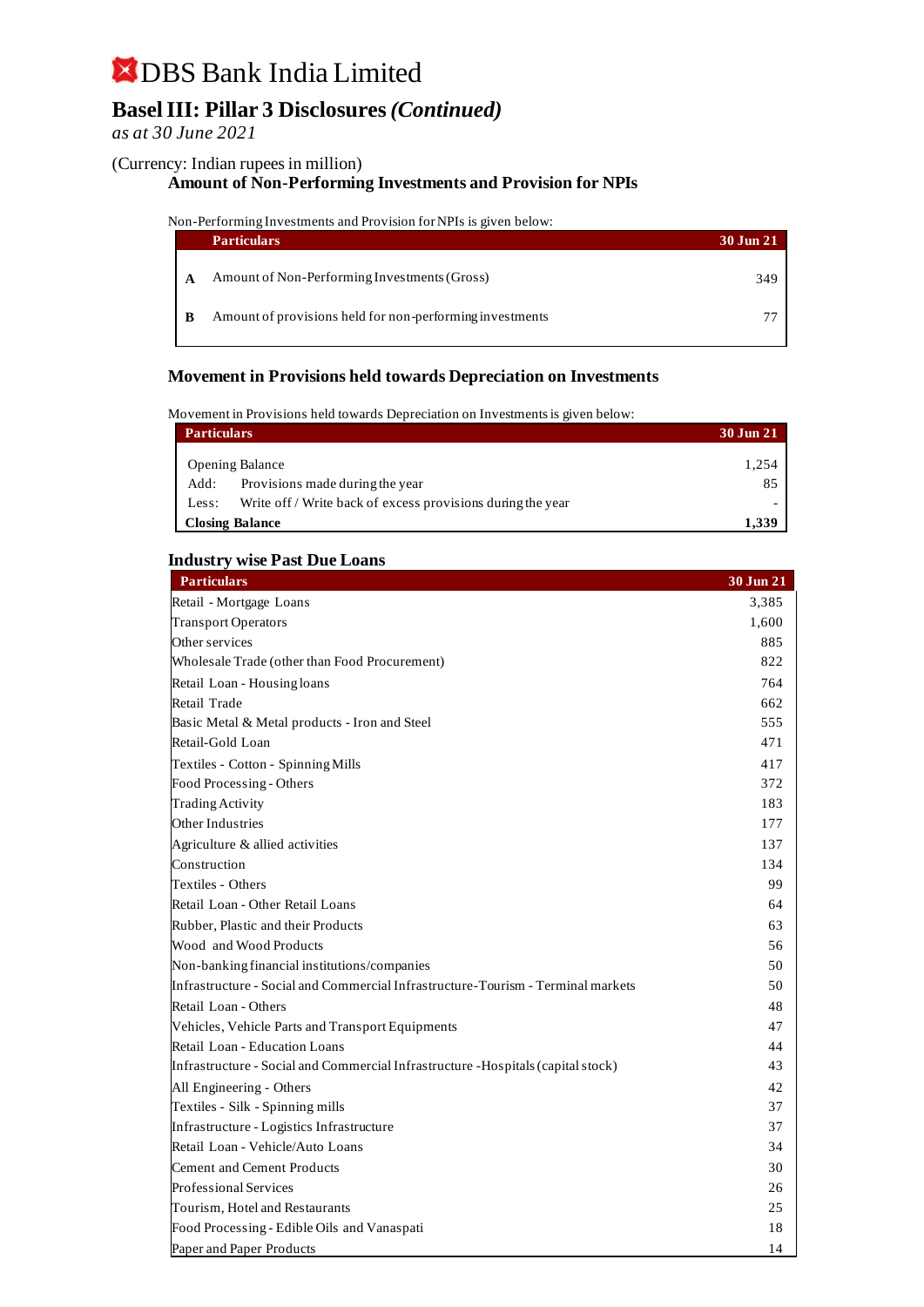# DBS Bank India Limited

## Basel III: Pillar 3 Disclosures *(Continued)*

*as at 30 June 2021*

(Currency: Indian rupees in million)

### Amount of Non-Performing Investments and Provision for NPIs

Non-Performing Investments and Provision for NPIs is given below:

| | Particulars | 30 Jun 21 |
|---|---|---|
| A | Amount of Non-Performing Investments (Gross) | 349 |
| B | Amount of provisions held for non-performing investments | 77 |

### Movement in Provisions held towards Depreciation on Investments

Movement in Provisions held towards Depreciation on Investments is given below:

| Particulars | | 30 Jun 21 |
|---|---|---|
| Opening Balance | | 1,254 |
| Add: | Provisions made during the year | 85 |
| Less: | Write off / Write back of excess provisions during the year | - |
| **Closing Balance** | | **1,339** |

### Industry wise Past Due Loans

| Particulars | 30 Jun 21 |
|---|---|
| Retail - Mortgage Loans | 3,385 |
| Transport Operators | 1,600 |
| Other services | 885 |
| Wholesale Trade (other than Food Procurement) | 822 |
| Retail Loan - Housing loans | 764 |
| Retail Trade | 662 |
| Basic Metal & Metal products - Iron and Steel | 555 |
| Retail-Gold Loan | 471 |
| Textiles - Cotton - Spinning Mills | 417 |
| Food Processing - Others | 372 |
| Trading Activity | 183 |
| Other Industries | 177 |
| Agriculture & allied activities | 137 |
| Construction | 134 |
| Textiles - Others | 99 |
| Retail Loan - Other Retail Loans | 64 |
| Rubber, Plastic and their Products | 63 |
| Wood and Wood Products | 56 |
| Non-banking financial institutions/companies | 50 |
| Infrastructure - Social and Commercial Infrastructure-Tourism - Terminal markets | 50 |
| Retail Loan - Others | 48 |
| Vehicles, Vehicle Parts and Transport Equipments | 47 |
| Retail Loan - Education Loans | 44 |
| Infrastructure - Social and Commercial Infrastructure -Hospitals (capital stock) | 43 |
| All Engineering - Others | 42 |
| Textiles - Silk - Spinning mills | 37 |
| Infrastructure - Logistics Infrastructure | 37 |
| Retail Loan - Vehicle/Auto Loans | 34 |
| Cement and Cement Products | 30 |
| Professional Services | 26 |
| Tourism, Hotel and Restaurants | 25 |
| Food Processing - Edible Oils and Vanaspati | 18 |
| Paper and Paper Products | 14 |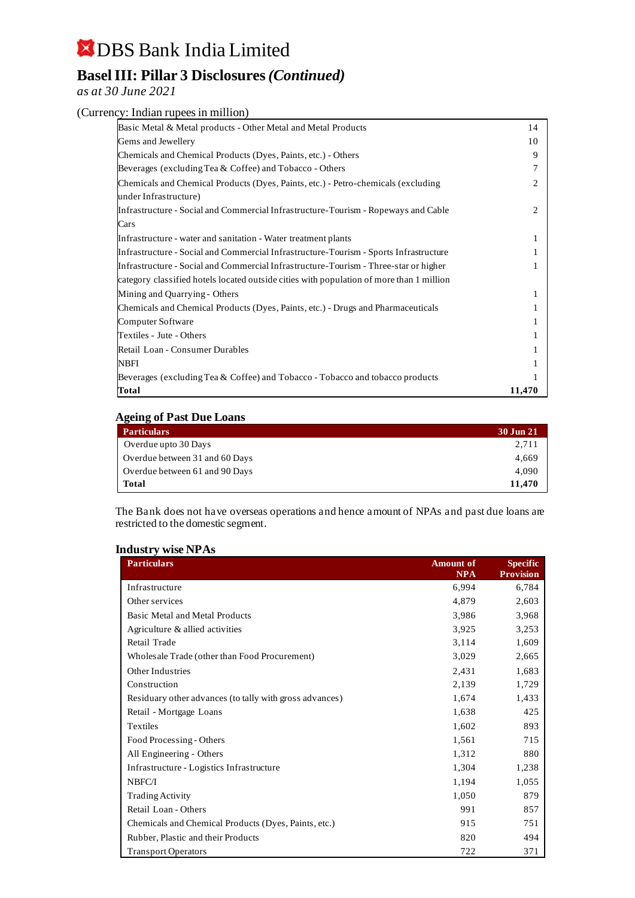# DBS Bank India Limited

## Basel III: Pillar 3 Disclosures *(Continued)*

*as at 30 June 2021*

(Currency: Indian rupees in million)

| | |
|---|---|
| Basic Metal & Metal products - Other Metal and Metal Products | 14 |
| Gems and Jewellery | 10 |
| Chemicals and Chemical Products (Dyes, Paints, etc.) - Others | 9 |
| Beverages (excluding Tea & Coffee) and Tobacco - Others | 7 |
| Chemicals and Chemical Products (Dyes, Paints, etc.) - Petro-chemicals (excluding under Infrastructure) | 2 |
| Infrastructure - Social and Commercial Infrastructure-Tourism - Ropeways and Cable Cars | 2 |
| Infrastructure - water and sanitation - Water treatment plants | 1 |
| Infrastructure - Social and Commercial Infrastructure-Tourism - Sports Infrastructure | 1 |
| Infrastructure - Social and Commercial Infrastructure-Tourism - Three-star or higher category classified hotels located outside cities with population of more than 1 million | 1 |
| Mining and Quarrying - Others | 1 |
| Chemicals and Chemical Products (Dyes, Paints, etc.) - Drugs and Pharmaceuticals | 1 |
| Computer Software | 1 |
| Textiles - Jute - Others | 1 |
| Retail Loan - Consumer Durables | 1 |
| NBFI | 1 |
| Beverages (excluding Tea & Coffee) and Tobacco - Tobacco and tobacco products | 1 |
| **Total** | **11,470** |

### Ageing of Past Due Loans

| Particulars | 30 Jun 21 |
|---|---|
| Overdue upto 30 Days | 2,711 |
| Overdue between 31 and 60 Days | 4,669 |
| Overdue between 61 and 90 Days | 4,090 |
| **Total** | **11,470** |

The Bank does not have overseas operations and hence amount of NPAs and past due loans are restricted to the domestic segment.

### Industry wise NPAs

| Particulars | Amount of NPA | Specific Provision |
|---|---|---|
| Infrastructure | 6,994 | 6,784 |
| Other services | 4,879 | 2,603 |
| Basic Metal and Metal Products | 3,986 | 3,968 |
| Agriculture & allied activities | 3,925 | 3,253 |
| Retail Trade | 3,114 | 1,609 |
| Wholesale Trade (other than Food Procurement) | 3,029 | 2,665 |
| Other Industries | 2,431 | 1,683 |
| Construction | 2,139 | 1,729 |
| Residuary other advances (to tally with gross advances) | 1,674 | 1,433 |
| Retail - Mortgage Loans | 1,638 | 425 |
| Textiles | 1,602 | 893 |
| Food Processing - Others | 1,561 | 715 |
| All Engineering - Others | 1,312 | 880 |
| Infrastructure - Logistics Infrastructure | 1,304 | 1,238 |
| NBFC/I | 1,194 | 1,055 |
| Trading Activity | 1,050 | 879 |
| Retail Loan - Others | 991 | 857 |
| Chemicals and Chemical Products (Dyes, Paints, etc.) | 915 | 751 |
| Rubber, Plastic and their Products | 820 | 494 |
| Transport Operators | 722 | 371 |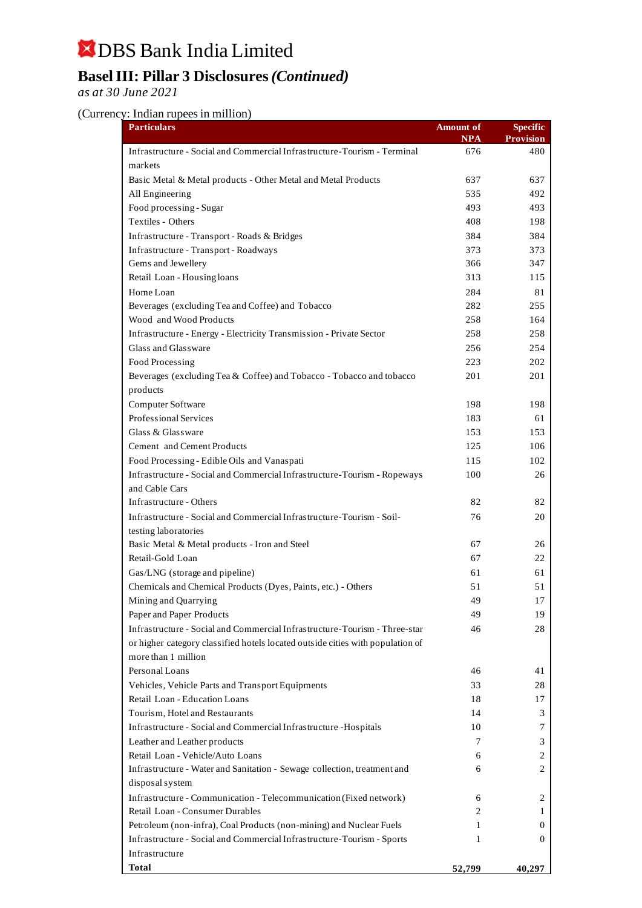# DBS Bank India Limited

## Basel III: Pillar 3 Disclosures *(Continued)*

*as at 30 June 2021*

(Currency: Indian rupees in million)

| Particulars | Amount of NPA | Specific Provision |
|---|---|---|
| Infrastructure - Social and Commercial Infrastructure-Tourism - Terminal markets | 676 | 480 |
| Basic Metal & Metal products - Other Metal and Metal Products | 637 | 637 |
| All Engineering | 535 | 492 |
| Food processing - Sugar | 493 | 493 |
| Textiles - Others | 408 | 198 |
| Infrastructure - Transport - Roads & Bridges | 384 | 384 |
| Infrastructure - Transport - Roadways | 373 | 373 |
| Gems and Jewellery | 366 | 347 |
| Retail Loan - Housing loans | 313 | 115 |
| Home Loan | 284 | 81 |
| Beverages (excluding Tea and Coffee) and Tobacco | 282 | 255 |
| Wood and Wood Products | 258 | 164 |
| Infrastructure - Energy - Electricity Transmission - Private Sector | 258 | 258 |
| Glass and Glassware | 256 | 254 |
| Food Processing | 223 | 202 |
| Beverages (excluding Tea & Coffee) and Tobacco - Tobacco and tobacco products | 201 | 201 |
| Computer Software | 198 | 198 |
| Professional Services | 183 | 61 |
| Glass & Glassware | 153 | 153 |
| Cement and Cement Products | 125 | 106 |
| Food Processing - Edible Oils and Vanaspati | 115 | 102 |
| Infrastructure - Social and Commercial Infrastructure-Tourism - Ropeways and Cable Cars | 100 | 26 |
| Infrastructure - Others | 82 | 82 |
| Infrastructure - Social and Commercial Infrastructure-Tourism - Soil-testing laboratories | 76 | 20 |
| Basic Metal & Metal products - Iron and Steel | 67 | 26 |
| Retail-Gold Loan | 67 | 22 |
| Gas/LNG (storage and pipeline) | 61 | 61 |
| Chemicals and Chemical Products (Dyes, Paints, etc.) - Others | 51 | 51 |
| Mining and Quarrying | 49 | 17 |
| Paper and Paper Products | 49 | 19 |
| Infrastructure - Social and Commercial Infrastructure-Tourism - Three-star or higher category classified hotels located outside cities with population of more than 1 million | 46 | 28 |
| Personal Loans | 46 | 41 |
| Vehicles, Vehicle Parts and Transport Equipments | 33 | 28 |
| Retail Loan - Education Loans | 18 | 17 |
| Tourism, Hotel and Restaurants | 14 | 3 |
| Infrastructure - Social and Commercial Infrastructure -Hospitals | 10 | 7 |
| Leather and Leather products | 7 | 3 |
| Retail Loan - Vehicle/Auto Loans | 6 | 2 |
| Infrastructure - Water and Sanitation - Sewage collection, treatment and disposal system | 6 | 2 |
| Infrastructure - Communication - Telecommunication (Fixed network) | 6 | 2 |
| Retail Loan - Consumer Durables | 2 | 1 |
| Petroleum (non-infra), Coal Products (non-mining) and Nuclear Fuels | 1 | 0 |
| Infrastructure - Social and Commercial Infrastructure-Tourism - Sports Infrastructure | 1 | 0 |
| **Total** | **52,799** | **40,297** |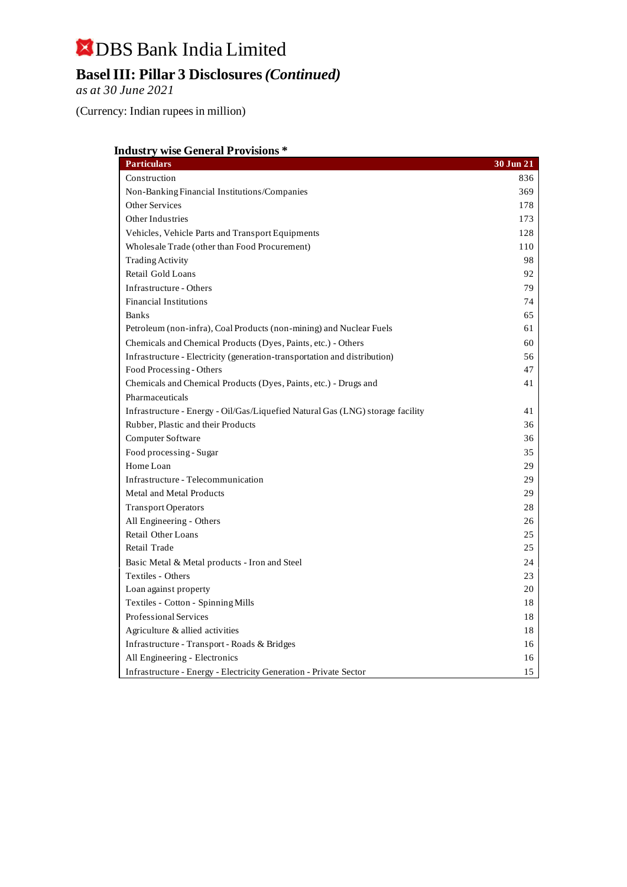# DBS Bank India Limited

## Basel III: Pillar 3 Disclosures *(Continued)*

*as at 30 June 2021*

(Currency: Indian rupees in million)

### Industry wise General Provisions *

| Particulars | 30 Jun 21 |
|---|---|
| Construction | 836 |
| Non-Banking Financial Institutions/Companies | 369 |
| Other Services | 178 |
| Other Industries | 173 |
| Vehicles, Vehicle Parts and Transport Equipments | 128 |
| Wholesale Trade (other than Food Procurement) | 110 |
| Trading Activity | 98 |
| Retail Gold Loans | 92 |
| Infrastructure - Others | 79 |
| Financial Institutions | 74 |
| Banks | 65 |
| Petroleum (non-infra), Coal Products (non-mining) and Nuclear Fuels | 61 |
| Chemicals and Chemical Products (Dyes, Paints, etc.) - Others | 60 |
| Infrastructure - Electricity (generation-transportation and distribution) | 56 |
| Food Processing - Others | 47 |
| Chemicals and Chemical Products (Dyes, Paints, etc.) - Drugs and Pharmaceuticals | 41 |
| Infrastructure - Energy - Oil/Gas/Liquefied Natural Gas (LNG) storage facility | 41 |
| Rubber, Plastic and their Products | 36 |
| Computer Software | 36 |
| Food processing - Sugar | 35 |
| Home Loan | 29 |
| Infrastructure - Telecommunication | 29 |
| Metal and Metal Products | 29 |
| Transport Operators | 28 |
| All Engineering - Others | 26 |
| Retail Other Loans | 25 |
| Retail Trade | 25 |
| Basic Metal & Metal products - Iron and Steel | 24 |
| Textiles - Others | 23 |
| Loan against property | 20 |
| Textiles - Cotton - Spinning Mills | 18 |
| Professional Services | 18 |
| Agriculture & allied activities | 18 |
| Infrastructure - Transport - Roads & Bridges | 16 |
| All Engineering - Electronics | 16 |
| Infrastructure - Energy - Electricity Generation - Private Sector | 15 |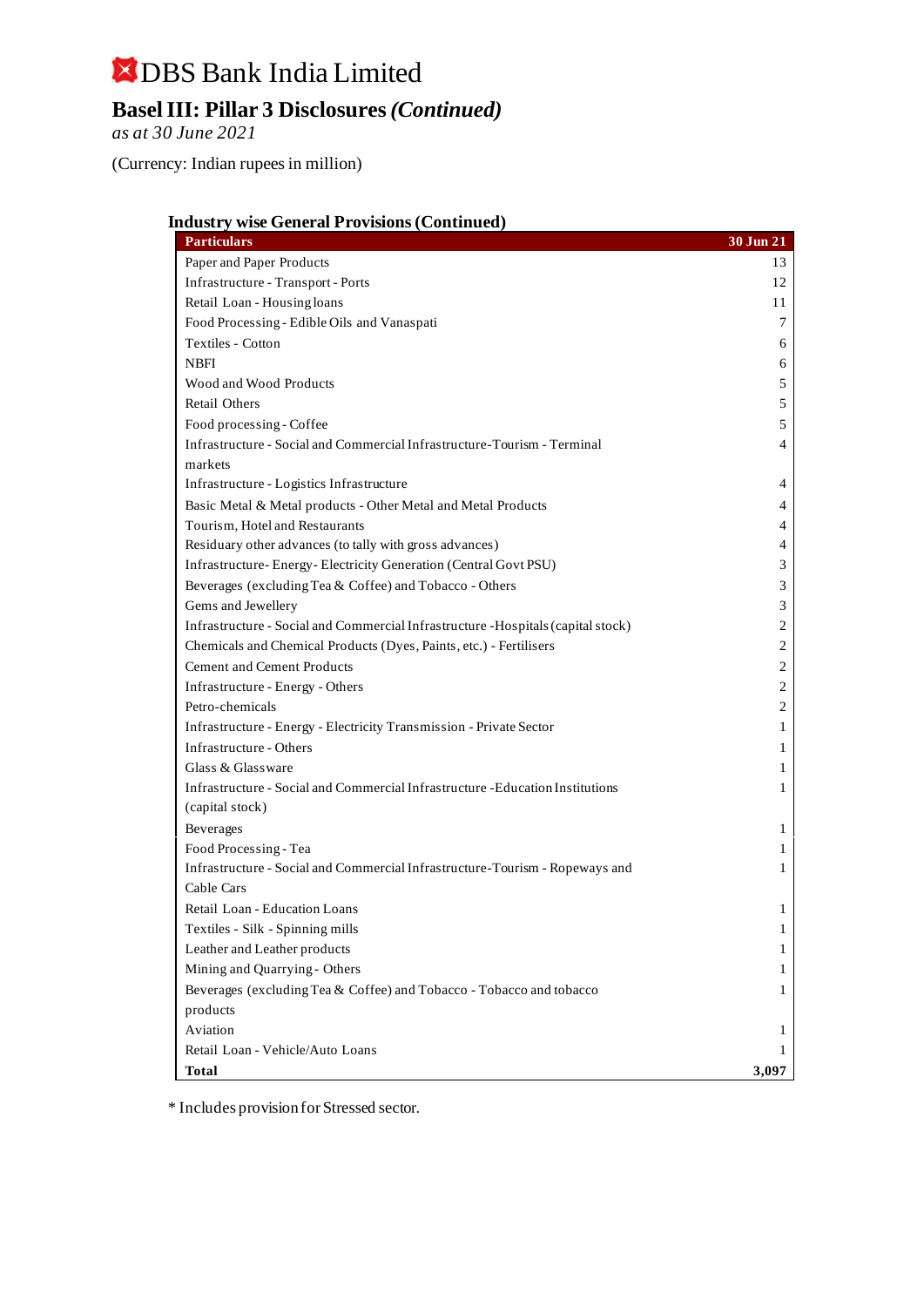# DBS Bank India Limited

## Basel III: Pillar 3 Disclosures *(Continued)*

*as at 30 June 2021*

(Currency: Indian rupees in million)

### Industry wise General Provisions (Continued)

| Particulars | 30 Jun 21 |
|---|---|
| Paper and Paper Products | 13 |
| Infrastructure - Transport - Ports | 12 |
| Retail Loan - Housing loans | 11 |
| Food Processing - Edible Oils and Vanaspati | 7 |
| Textiles - Cotton | 6 |
| NBFI | 6 |
| Wood and Wood Products | 5 |
| Retail Others | 5 |
| Food processing - Coffee | 5 |
| Infrastructure - Social and Commercial Infrastructure-Tourism - Terminal markets | 4 |
| Infrastructure - Logistics Infrastructure | 4 |
| Basic Metal & Metal products - Other Metal and Metal Products | 4 |
| Tourism, Hotel and Restaurants | 4 |
| Residuary other advances (to tally with gross advances) | 4 |
| Infrastructure- Energy- Electricity Generation (Central Govt PSU) | 3 |
| Beverages (excluding Tea & Coffee) and Tobacco - Others | 3 |
| Gems and Jewellery | 3 |
| Infrastructure - Social and Commercial Infrastructure -Hospitals (capital stock) | 2 |
| Chemicals and Chemical Products (Dyes, Paints, etc.) - Fertilisers | 2 |
| Cement and Cement Products | 2 |
| Infrastructure - Energy - Others | 2 |
| Petro-chemicals | 2 |
| Infrastructure - Energy - Electricity Transmission - Private Sector | 1 |
| Infrastructure - Others | 1 |
| Glass & Glassware | 1 |
| Infrastructure - Social and Commercial Infrastructure -Education Institutions (capital stock) | 1 |
| Beverages | 1 |
| Food Processing - Tea | 1 |
| Infrastructure - Social and Commercial Infrastructure-Tourism - Ropeways and Cable Cars | 1 |
| Retail Loan - Education Loans | 1 |
| Textiles - Silk - Spinning mills | 1 |
| Leather and Leather products | 1 |
| Mining and Quarrying - Others | 1 |
| Beverages (excluding Tea & Coffee) and Tobacco - Tobacco and tobacco products | 1 |
| Aviation | 1 |
| Retail Loan - Vehicle/Auto Loans | 1 |
| **Total** | **3,097** |

\* Includes provision for Stressed sector.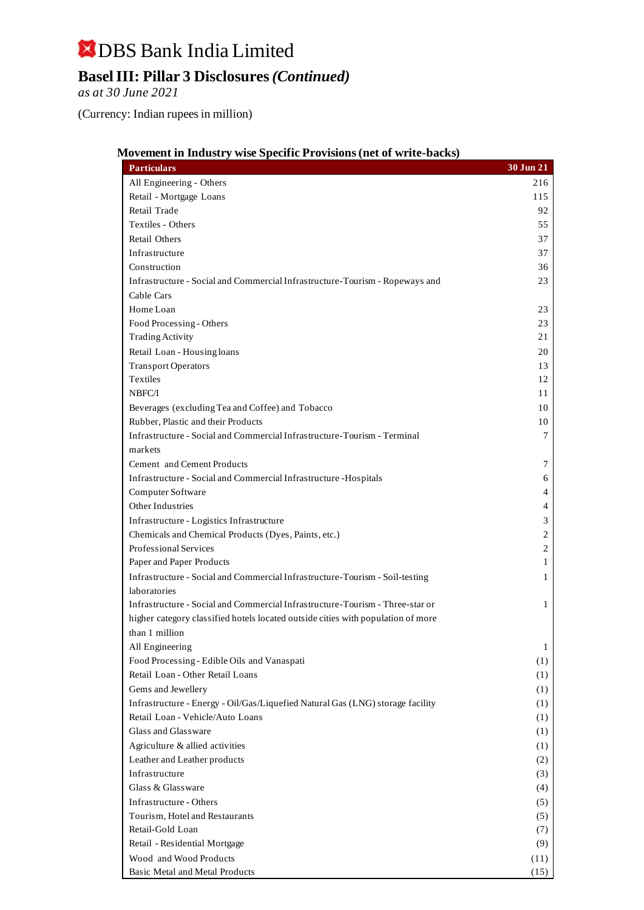# DBS Bank India Limited

## Basel III: Pillar 3 Disclosures *(Continued)*

*as at 30 June 2021*

(Currency: Indian rupees in million)

### Movement in Industry wise Specific Provisions (net of write-backs)

| Particulars | 30 Jun 21 |
|---|---|
| All Engineering - Others | 216 |
| Retail - Mortgage Loans | 115 |
| Retail Trade | 92 |
| Textiles - Others | 55 |
| Retail Others | 37 |
| Infrastructure | 37 |
| Construction | 36 |
| Infrastructure - Social and Commercial Infrastructure-Tourism - Ropeways and Cable Cars | 23 |
| Home Loan | 23 |
| Food Processing - Others | 23 |
| Trading Activity | 21 |
| Retail Loan - Housing loans | 20 |
| Transport Operators | 13 |
| Textiles | 12 |
| NBFC/I | 11 |
| Beverages (excluding Tea and Coffee) and Tobacco | 10 |
| Rubber, Plastic and their Products | 10 |
| Infrastructure - Social and Commercial Infrastructure-Tourism - Terminal markets | 7 |
| Cement and Cement Products | 7 |
| Infrastructure - Social and Commercial Infrastructure -Hospitals | 6 |
| Computer Software | 4 |
| Other Industries | 4 |
| Infrastructure - Logistics Infrastructure | 3 |
| Chemicals and Chemical Products (Dyes, Paints, etc.) | 2 |
| Professional Services | 2 |
| Paper and Paper Products | 1 |
| Infrastructure - Social and Commercial Infrastructure-Tourism - Soil-testing laboratories | 1 |
| Infrastructure - Social and Commercial Infrastructure-Tourism - Three-star or higher category classified hotels located outside cities with population of more than 1 million | 1 |
| All Engineering | 1 |
| Food Processing - Edible Oils and Vanaspati | (1) |
| Retail Loan - Other Retail Loans | (1) |
| Gems and Jewellery | (1) |
| Infrastructure - Energy - Oil/Gas/Liquefied Natural Gas (LNG) storage facility | (1) |
| Retail Loan - Vehicle/Auto Loans | (1) |
| Glass and Glassware | (1) |
| Agriculture & allied activities | (1) |
| Leather and Leather products | (2) |
| Infrastructure | (3) |
| Glass & Glassware | (4) |
| Infrastructure - Others | (5) |
| Tourism, Hotel and Restaurants | (5) |
| Retail-Gold Loan | (7) |
| Retail - Residential Mortgage | (9) |
| Wood and Wood Products | (11) |
| Basic Metal and Metal Products | (15) |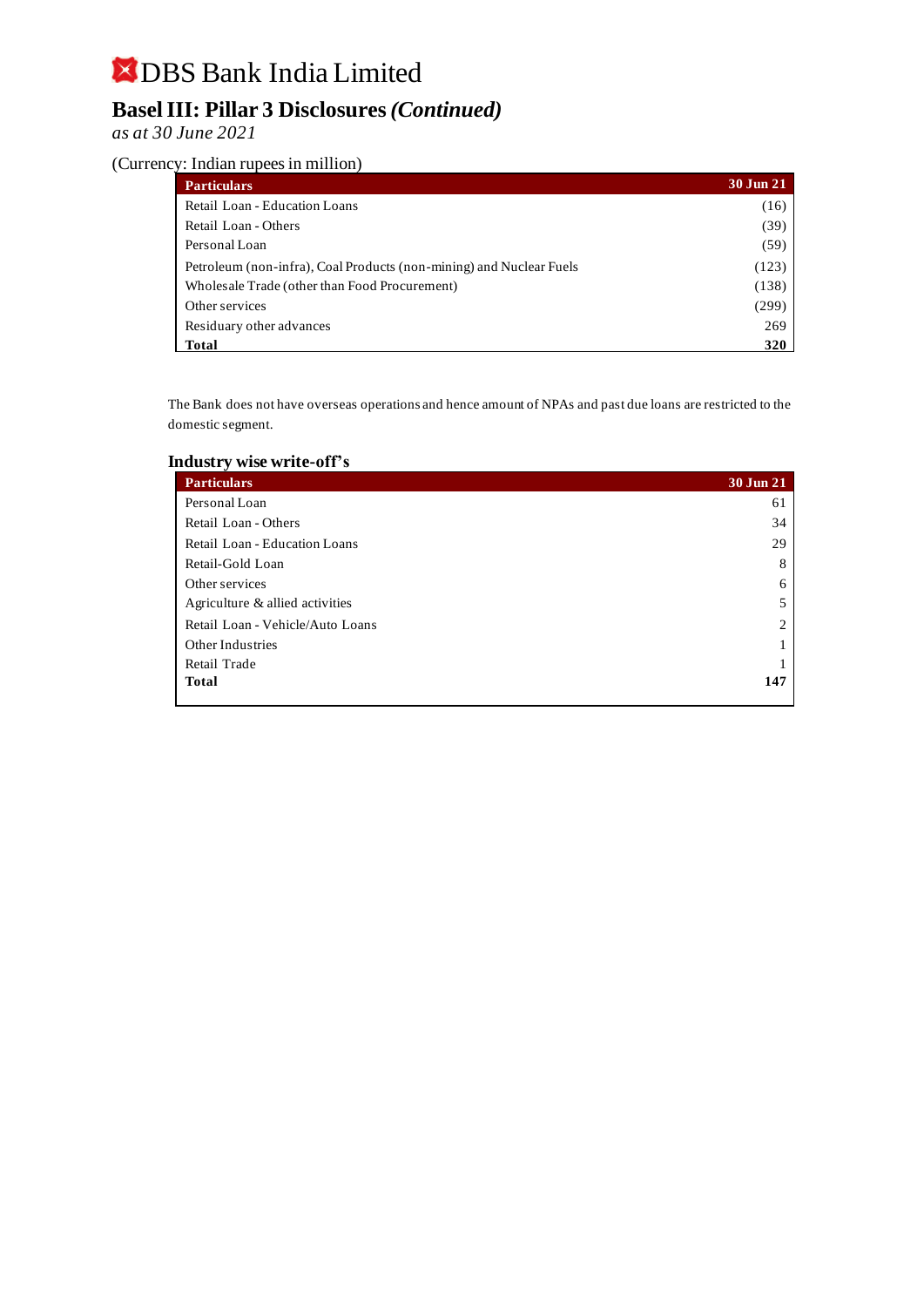# DBS Bank India Limited

## Basel III: Pillar 3 Disclosures *(Continued)*

*as at 30 June 2021*

(Currency: Indian rupees in million)

| Particulars | 30 Jun 21 |
|---|---|
| Retail Loan - Education Loans | (16) |
| Retail Loan - Others | (39) |
| Personal Loan | (59) |
| Petroleum (non-infra), Coal Products (non-mining) and Nuclear Fuels | (123) |
| Wholesale Trade (other than Food Procurement) | (138) |
| Other services | (299) |
| Residuary other advances | 269 |
| **Total** | **320** |

The Bank does not have overseas operations and hence amount of NPAs and past due loans are restricted to the domestic segment.

### Industry wise write-off's

| Particulars | 30 Jun 21 |
|---|---|
| Personal Loan | 61 |
| Retail Loan - Others | 34 |
| Retail Loan - Education Loans | 29 |
| Retail-Gold Loan | 8 |
| Other services | 6 |
| Agriculture & allied activities | 5 |
| Retail Loan - Vehicle/Auto Loans | 2 |
| Other Industries | 1 |
| Retail Trade | 1 |
| **Total** | **147** |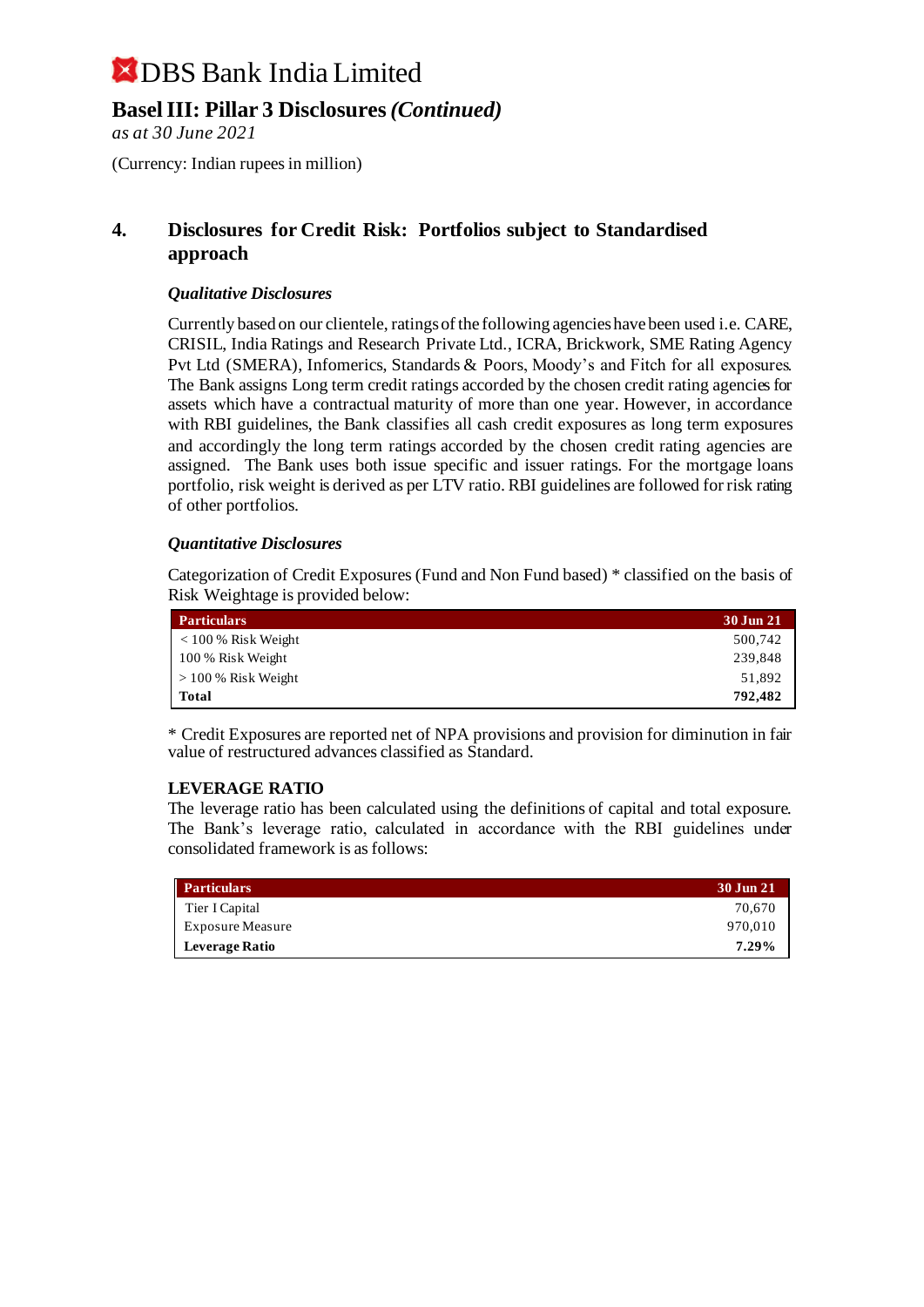# DBS Bank India Limited

## Basel III: Pillar 3 Disclosures *(Continued)*

*as at 30 June 2021*

(Currency: Indian rupees in million)

## 4. Disclosures for Credit Risk: Portfolios subject to Standardised approach

### *Qualitative Disclosures*

Currently based on our clientele, ratings of the following agencies have been used i.e. CARE, CRISIL, India Ratings and Research Private Ltd., ICRA, Brickwork, SME Rating Agency Pvt Ltd (SMERA), Infomerics, Standards & Poors, Moody's and Fitch for all exposures. The Bank assigns Long term credit ratings accorded by the chosen credit rating agencies for assets which have a contractual maturity of more than one year. However, in accordance with RBI guidelines, the Bank classifies all cash credit exposures as long term exposures and accordingly the long term ratings accorded by the chosen credit rating agencies are assigned. The Bank uses both issue specific and issuer ratings. For the mortgage loans portfolio, risk weight is derived as per LTV ratio. RBI guidelines are followed for risk rating of other portfolios.

### *Quantitative Disclosures*

Categorization of Credit Exposures (Fund and Non Fund based) * classified on the basis of Risk Weightage is provided below:

| Particulars | 30 Jun 21 |
|---|---|
| < 100 % Risk Weight | 500,742 |
| 100 % Risk Weight | 239,848 |
| > 100 % Risk Weight | 51,892 |
| **Total** | **792,482** |

* Credit Exposures are reported net of NPA provisions and provision for diminution in fair value of restructured advances classified as Standard.

### LEVERAGE RATIO

The leverage ratio has been calculated using the definitions of capital and total exposure. The Bank's leverage ratio, calculated in accordance with the RBI guidelines under consolidated framework is as follows:

| Particulars | 30 Jun 21 |
|---|---|
| Tier I Capital | 70,670 |
| Exposure Measure | 970,010 |
| **Leverage Ratio** | **7.29%** |